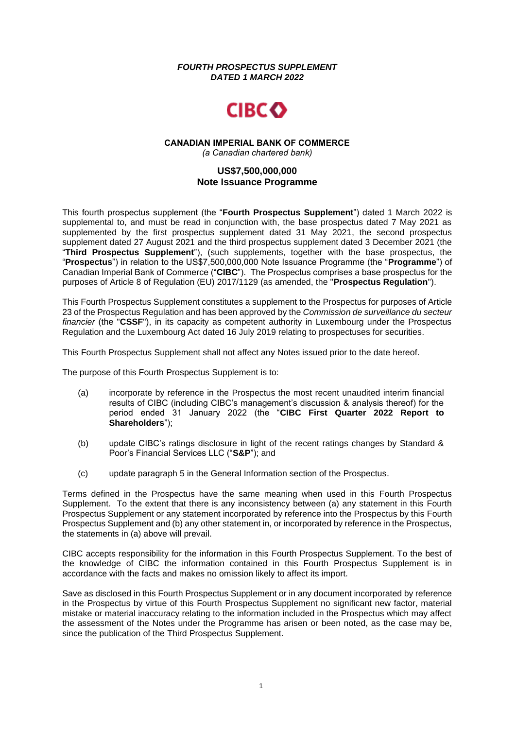***FOURTH PROSPECTUS SUPPLEMENT***
***DATED 1 MARCH 2022***

CIBC

**CANADIAN IMPERIAL BANK OF COMMERCE**
*(a Canadian chartered bank)*

**US$7,500,000,000**
**Note Issuance Programme**

This fourth prospectus supplement (the "**Fourth Prospectus Supplement**") dated 1 March 2022 is supplemental to, and must be read in conjunction with, the base prospectus dated 7 May 2021 as supplemented by the first prospectus supplement dated 31 May 2021, the second prospectus supplement dated 27 August 2021 and the third prospectus supplement dated 3 December 2021 (the "**Third Prospectus Supplement**"), (such supplements, together with the base prospectus, the "**Prospectus**") in relation to the US$7,500,000,000 Note Issuance Programme (the "**Programme**") of Canadian Imperial Bank of Commerce ("**CIBC**"). The Prospectus comprises a base prospectus for the purposes of Article 8 of Regulation (EU) 2017/1129 (as amended, the "**Prospectus Regulation**").

This Fourth Prospectus Supplement constitutes a supplement to the Prospectus for purposes of Article 23 of the Prospectus Regulation and has been approved by the *Commission de surveillance du secteur financier* (the "**CSSF**"), in its capacity as competent authority in Luxembourg under the Prospectus Regulation and the Luxembourg Act dated 16 July 2019 relating to prospectuses for securities.

This Fourth Prospectus Supplement shall not affect any Notes issued prior to the date hereof.

The purpose of this Fourth Prospectus Supplement is to:

(a) incorporate by reference in the Prospectus the most recent unaudited interim financial results of CIBC (including CIBC's management's discussion & analysis thereof) for the period ended 31 January 2022 (the "**CIBC First Quarter 2022 Report to Shareholders**");

(b) update CIBC's ratings disclosure in light of the recent ratings changes by Standard & Poor's Financial Services LLC ("**S&P**"); and

(c) update paragraph 5 in the General Information section of the Prospectus.

Terms defined in the Prospectus have the same meaning when used in this Fourth Prospectus Supplement. To the extent that there is any inconsistency between (a) any statement in this Fourth Prospectus Supplement or any statement incorporated by reference into the Prospectus by this Fourth Prospectus Supplement and (b) any other statement in, or incorporated by reference in the Prospectus, the statements in (a) above will prevail.

CIBC accepts responsibility for the information in this Fourth Prospectus Supplement. To the best of the knowledge of CIBC the information contained in this Fourth Prospectus Supplement is in accordance with the facts and makes no omission likely to affect its import.

Save as disclosed in this Fourth Prospectus Supplement or in any document incorporated by reference in the Prospectus by virtue of this Fourth Prospectus Supplement no significant new factor, material mistake or material inaccuracy relating to the information included in the Prospectus which may affect the assessment of the Notes under the Programme has arisen or been noted, as the case may be, since the publication of the Third Prospectus Supplement.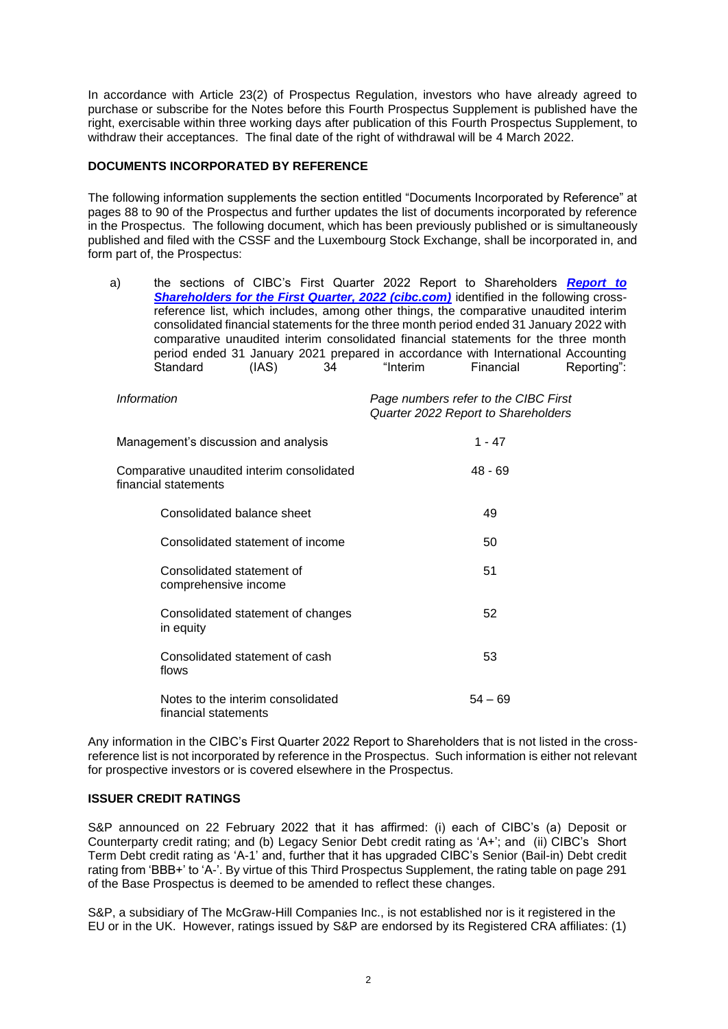In accordance with Article 23(2) of Prospectus Regulation, investors who have already agreed to purchase or subscribe for the Notes before this Fourth Prospectus Supplement is published have the right, exercisable within three working days after publication of this Fourth Prospectus Supplement, to withdraw their acceptances. The final date of the right of withdrawal will be 4 March 2022.

**DOCUMENTS INCORPORATED BY REFERENCE**

The following information supplements the section entitled "Documents Incorporated by Reference" at pages 88 to 90 of the Prospectus and further updates the list of documents incorporated by reference in the Prospectus. The following document, which has been previously published or is simultaneously published and filed with the CSSF and the Luxembourg Stock Exchange, shall be incorporated in, and form part of, the Prospectus:

a) the sections of CIBC's First Quarter 2022 Report to Shareholders ***Report to Shareholders for the First Quarter, 2022 (cibc.com)*** identified in the following cross-reference list, which includes, among other things, the comparative unaudited interim consolidated financial statements for the three month period ended 31 January 2022 with comparative unaudited interim consolidated financial statements for the three month period ended 31 January 2021 prepared in accordance with International Accounting Standard (IAS) 34 "Interim Financial Reporting":

| *Information* | *Page numbers refer to the CIBC First Quarter 2022 Report to Shareholders* |
|---|---|
| Management's discussion and analysis | 1 - 47 |
| Comparative unaudited interim consolidated financial statements | 48 - 69 |
| Consolidated balance sheet | 49 |
| Consolidated statement of income | 50 |
| Consolidated statement of comprehensive income | 51 |
| Consolidated statement of changes in equity | 52 |
| Consolidated statement of cash flows | 53 |
| Notes to the interim consolidated financial statements | 54 – 69 |

Any information in the CIBC's First Quarter 2022 Report to Shareholders that is not listed in the cross-reference list is not incorporated by reference in the Prospectus. Such information is either not relevant for prospective investors or is covered elsewhere in the Prospectus.

**ISSUER CREDIT RATINGS**

S&P announced on 22 February 2022 that it has affirmed: (i) each of CIBC's (a) Deposit or Counterparty credit rating; and (b) Legacy Senior Debt credit rating as 'A+'; and (ii) CIBC's Short Term Debt credit rating as 'A-1' and, further that it has upgraded CIBC's Senior (Bail-in) Debt credit rating from 'BBB+' to 'A-'. By virtue of this Third Prospectus Supplement, the rating table on page 291 of the Base Prospectus is deemed to be amended to reflect these changes.

S&P, a subsidiary of The McGraw-Hill Companies Inc., is not established nor is it registered in the EU or in the UK. However, ratings issued by S&P are endorsed by its Registered CRA affiliates: (1)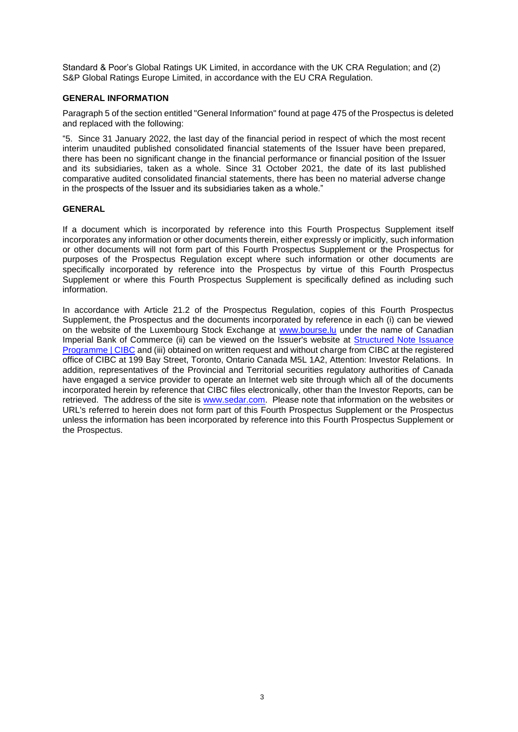Standard & Poor's Global Ratings UK Limited, in accordance with the UK CRA Regulation; and (2) S&P Global Ratings Europe Limited, in accordance with the EU CRA Regulation.

## GENERAL INFORMATION

Paragraph 5 of the section entitled "General Information" found at page 475 of the Prospectus is deleted and replaced with the following:

"5. Since 31 January 2022, the last day of the financial period in respect of which the most recent interim unaudited published consolidated financial statements of the Issuer have been prepared, there has been no significant change in the financial performance or financial position of the Issuer and its subsidiaries, taken as a whole. Since 31 October 2021, the date of its last published comparative audited consolidated financial statements, there has been no material adverse change in the prospects of the Issuer and its subsidiaries taken as a whole."

## GENERAL

If a document which is incorporated by reference into this Fourth Prospectus Supplement itself incorporates any information or other documents therein, either expressly or implicitly, such information or other documents will not form part of this Fourth Prospectus Supplement or the Prospectus for purposes of the Prospectus Regulation except where such information or other documents are specifically incorporated by reference into the Prospectus by virtue of this Fourth Prospectus Supplement or where this Fourth Prospectus Supplement is specifically defined as including such information.

In accordance with Article 21.2 of the Prospectus Regulation, copies of this Fourth Prospectus Supplement, the Prospectus and the documents incorporated by reference in each (i) can be viewed on the website of the Luxembourg Stock Exchange at www.bourse.lu under the name of Canadian Imperial Bank of Commerce (ii) can be viewed on the Issuer's website at Structured Note Issuance Programme | CIBC and (iii) obtained on written request and without charge from CIBC at the registered office of CIBC at 199 Bay Street, Toronto, Ontario Canada M5L 1A2, Attention: Investor Relations. In addition, representatives of the Provincial and Territorial securities regulatory authorities of Canada have engaged a service provider to operate an Internet web site through which all of the documents incorporated herein by reference that CIBC files electronically, other than the Investor Reports, can be retrieved. The address of the site is www.sedar.com. Please note that information on the websites or URL's referred to herein does not form part of this Fourth Prospectus Supplement or the Prospectus unless the information has been incorporated by reference into this Fourth Prospectus Supplement or the Prospectus.